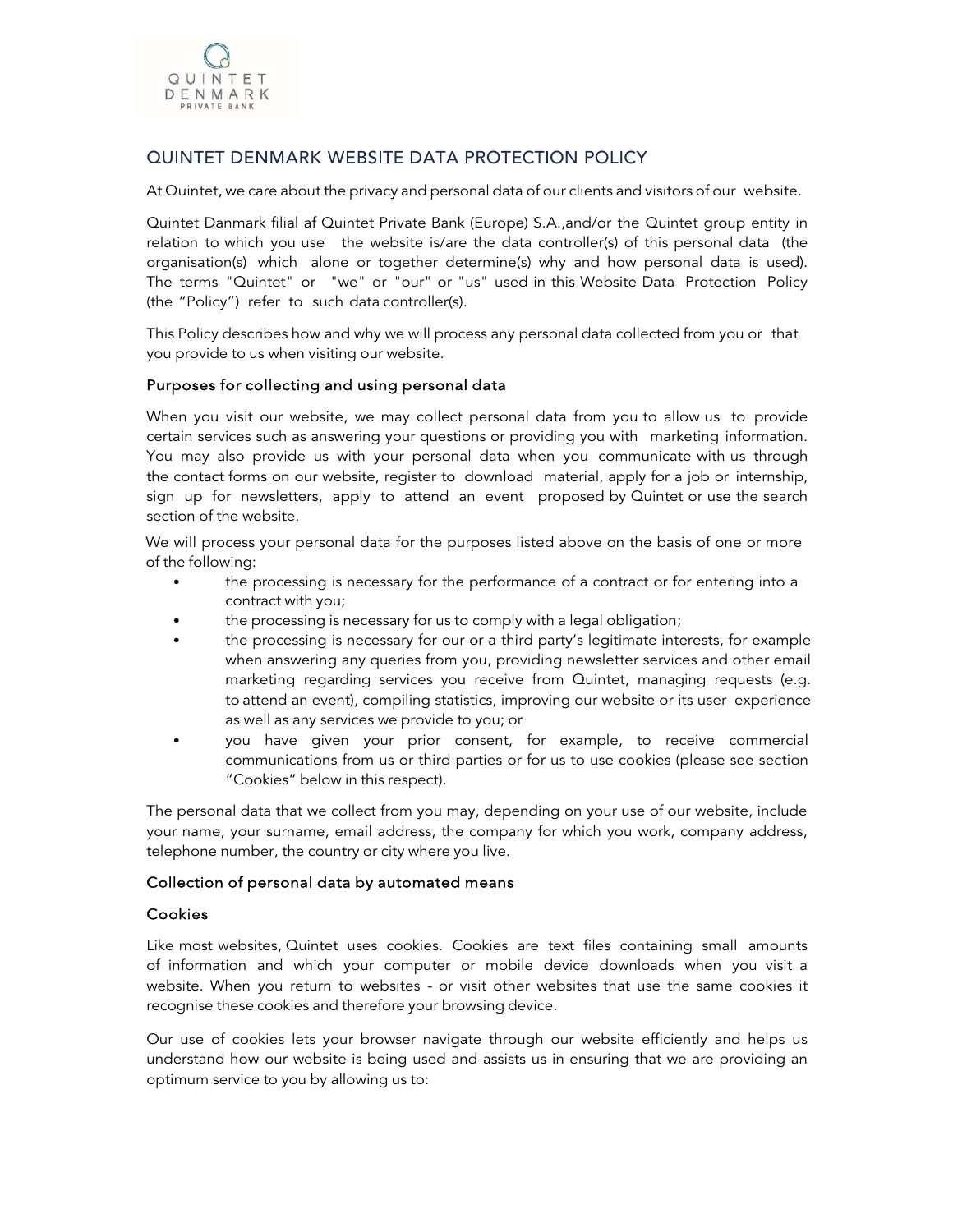# QUINTET DENMARK WEBSITE DATA PROTECTION POLICY

At Quintet, we care about the privacy and personal data of our clients and visitors of our website.

Quintet Danmark filial af Quintet Private Bank (Europe) S.A.,and/or the Quintet group entity in relation to which you use the website is/are the data controller(s) of this personal data (the organisation(s) which alone or together determine(s) why and how personal data is used). The terms "Quintet" or "we" or "our" or "us" used in this Website Data Protection Policy (the "Policy") refer to such data controller(s).

This Policy describes how and why we will process any personal data collected from you or that you provide to us when visiting our website.

## Purposes for collecting and using personal data

When you visit our website, we may collect personal data from you to allow us to provide certain services such as answering your questions or providing you with marketing information. You may also provide us with your personal data when you communicate with us through the contact forms on our website, register to download material, apply for a job or internship, sign up for newsletters, apply to attend an event proposed by Quintet or use the search section of the website.

We will process your personal data for the purposes listed above on the basis of one or more of the following:

- the processing is necessary for the performance of a contract or for entering into a contract with you;
- the processing is necessary for us to comply with a legal obligation;
- the processing is necessary for our or a third party's legitimate interests, for example when answering any queries from you, providing newsletter services and other email marketing regarding services you receive from Quintet, managing requests (e.g. to attend an event), compiling statistics, improving our website or its user experience as well as any services we provide to you; or
- you have given your prior consent, for example, to receive commercial communications from us or third parties or for us to use cookies (please see section "Cookies" below in this respect).

The personal data that we collect from you may, depending on your use of our website, include your name, your surname, email address, the company for which you work, company address, telephone number, the country or city where you live.

## Collection of personal data by automated means

### Cookies

Like most websites, Quintet uses cookies. Cookies are text files containing small amounts of information and which your computer or mobile device downloads when you visit a website. When you return to websites - or visit other websites that use the same cookies it recognise these cookies and therefore your browsing device.

Our use of cookies lets your browser navigate through our website efficiently and helps us understand how our website is being used and assists us in ensuring that we are providing an optimum service to you by allowing us to: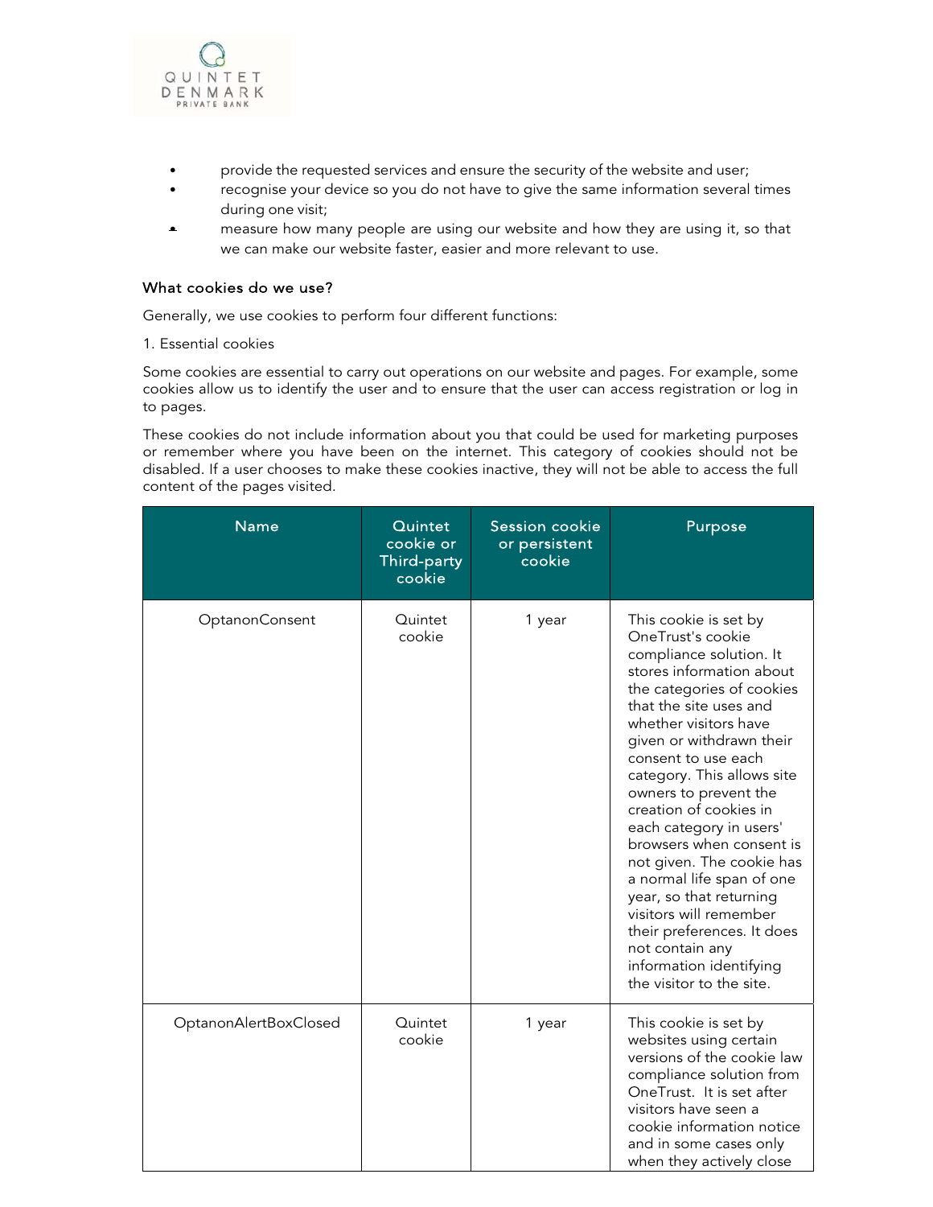- provide the requested services and ensure the security of the website and user;
- recognise your device so you do not have to give the same information several times during one visit;
- measure how many people are using our website and how they are using it, so that we can make our website faster, easier and more relevant to use.

### What cookies do we use?

Generally, we use cookies to perform four different functions:

1. Essential cookies

Some cookies are essential to carry out operations on our website and pages. For example, some cookies allow us to identify the user and to ensure that the user can access registration or log in to pages.

These cookies do not include information about you that could be used for marketing purposes or remember where you have been on the internet. This category of cookies should not be disabled. If a user chooses to make these cookies inactive, they will not be able to access the full content of the pages visited.

| Name | Quintet cookie or Third-party cookie | Session cookie or persistent cookie | Purpose |
|---|---|---|---|
| OptanonConsent | Quintet cookie | 1 year | This cookie is set by OneTrust's cookie compliance solution. It stores information about the categories of cookies that the site uses and whether visitors have given or withdrawn their consent to use each category. This allows site owners to prevent the creation of cookies in each category in users' browsers when consent is not given. The cookie has a normal life span of one year, so that returning visitors will remember their preferences. It does not contain any information identifying the visitor to the site. |
| OptanonAlertBoxClosed | Quintet cookie | 1 year | This cookie is set by websites using certain versions of the cookie law compliance solution from OneTrust. It is set after visitors have seen a cookie information notice and in some cases only when they actively close |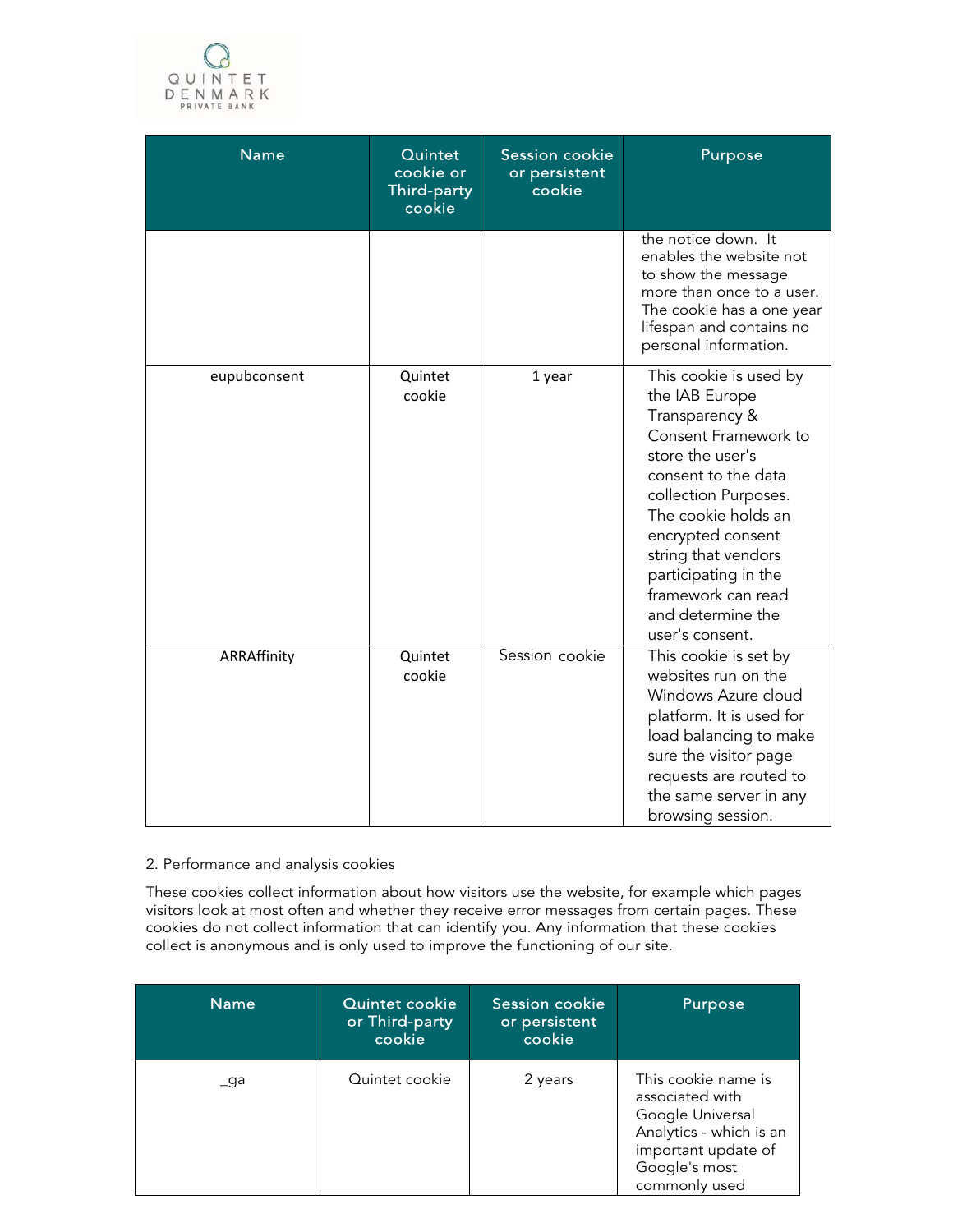| Name | Quintet cookie or Third-party cookie | Session cookie or persistent cookie | Purpose |
|---|---|---|---|
| | | | the notice down. It enables the website not to show the message more than once to a user. The cookie has a one year lifespan and contains no personal information. |
| eupubconsent | Quintet cookie | 1 year | This cookie is used by the IAB Europe Transparency & Consent Framework to store the user's consent to the data collection Purposes. The cookie holds an encrypted consent string that vendors participating in the framework can read and determine the user's consent. |
| ARRAffinity | Quintet cookie | Session cookie | This cookie is set by websites run on the Windows Azure cloud platform. It is used for load balancing to make sure the visitor page requests are routed to the same server in any browsing session. |

2. Performance and analysis cookies

These cookies collect information about how visitors use the website, for example which pages visitors look at most often and whether they receive error messages from certain pages. These cookies do not collect information that can identify you. Any information that these cookies collect is anonymous and is only used to improve the functioning of our site.

| Name | Quintet cookie or Third-party cookie | Session cookie or persistent cookie | Purpose |
|---|---|---|---|
| _ga | Quintet cookie | 2 years | This cookie name is associated with Google Universal Analytics - which is an important update of Google's most commonly used |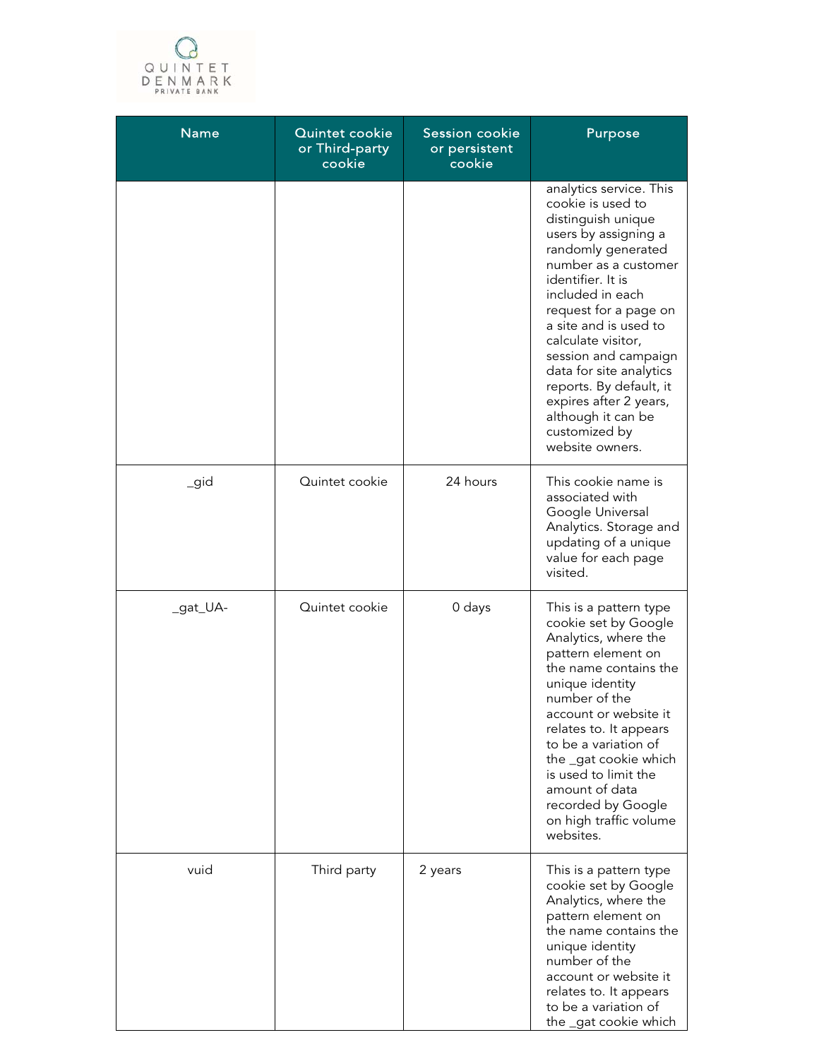| Name | Quintet cookie or Third-party cookie | Session cookie or persistent cookie | Purpose |
| --- | --- | --- | --- |
| | | | analytics service. This cookie is used to distinguish unique users by assigning a randomly generated number as a customer identifier. It is included in each request for a page on a site and is used to calculate visitor, session and campaign data for site analytics reports. By default, it expires after 2 years, although it can be customized by website owners. |
| _gid | Quintet cookie | 24 hours | This cookie name is associated with Google Universal Analytics. Storage and updating of a unique value for each page visited. |
| _gat_UA- | Quintet cookie | 0 days | This is a pattern type cookie set by Google Analytics, where the pattern element on the name contains the unique identity number of the account or website it relates to. It appears to be a variation of the _gat cookie which is used to limit the amount of data recorded by Google on high traffic volume websites. |
| vuid | Third party | 2 years | This is a pattern type cookie set by Google Analytics, where the pattern element on the name contains the unique identity number of the account or website it relates to. It appears to be a variation of the _gat cookie which |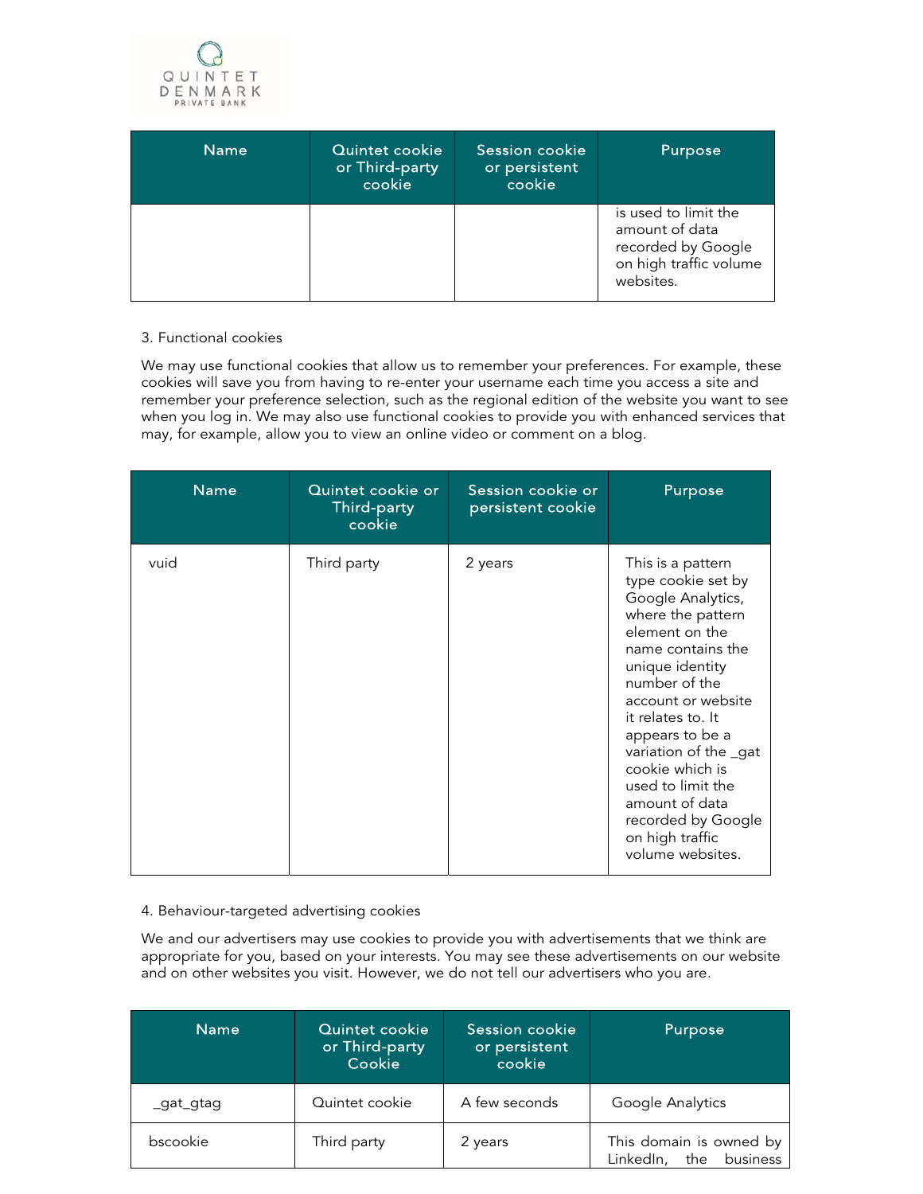| Name | Quintet cookie or Third-party cookie | Session cookie or persistent cookie | Purpose |
|---|---|---|---|
| | | | is used to limit the amount of data recorded by Google on high traffic volume websites. |

3. Functional cookies

We may use functional cookies that allow us to remember your preferences. For example, these cookies will save you from having to re-enter your username each time you access a site and remember your preference selection, such as the regional edition of the website you want to see when you log in. We may also use functional cookies to provide you with enhanced services that may, for example, allow you to view an online video or comment on a blog.

| Name | Quintet cookie or Third-party cookie | Session cookie or persistent cookie | Purpose |
|---|---|---|---|
| vuid | Third party | 2 years | This is a pattern type cookie set by Google Analytics, where the pattern element on the name contains the unique identity number of the account or website it relates to. It appears to be a variation of the _gat cookie which is used to limit the amount of data recorded by Google on high traffic volume websites. |

4. Behaviour-targeted advertising cookies

We and our advertisers may use cookies to provide you with advertisements that we think are appropriate for you, based on your interests. You may see these advertisements on our website and on other websites you visit. However, we do not tell our advertisers who you are.

| Name | Quintet cookie or Third-party Cookie | Session cookie or persistent cookie | Purpose |
|---|---|---|---|
| _gat_gtag | Quintet cookie | A few seconds | Google Analytics |
| bscookie | Third party | 2 years | This domain is owned by LinkedIn, the business |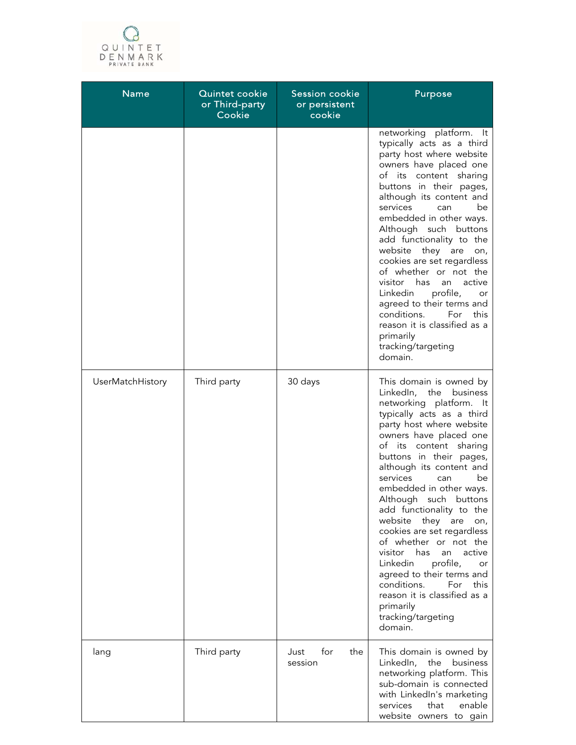| Name | Quintet cookie or Third-party Cookie | Session cookie or persistent cookie | Purpose |
| --- | --- | --- | --- |
| | | | networking platform. It typically acts as a third party host where website owners have placed one of its content sharing buttons in their pages, although its content and services can be embedded in other ways. Although such buttons add functionality to the website they are on, cookies are set regardless of whether or not the visitor has an active Linkedin profile, or agreed to their terms and conditions. For this reason it is classified as a primarily tracking/targeting domain. |
| UserMatchHistory | Third party | 30 days | This domain is owned by LinkedIn, the business networking platform. It typically acts as a third party host where website owners have placed one of its content sharing buttons in their pages, although its content and services can be embedded in other ways. Although such buttons add functionality to the website they are on, cookies are set regardless of whether or not the visitor has an active Linkedin profile, or agreed to their terms and conditions. For this reason it is classified as a primarily tracking/targeting domain. |
| lang | Third party | Just for the session | This domain is owned by LinkedIn, the business networking platform. This sub-domain is connected with LinkedIn's marketing services that enable website owners to gain |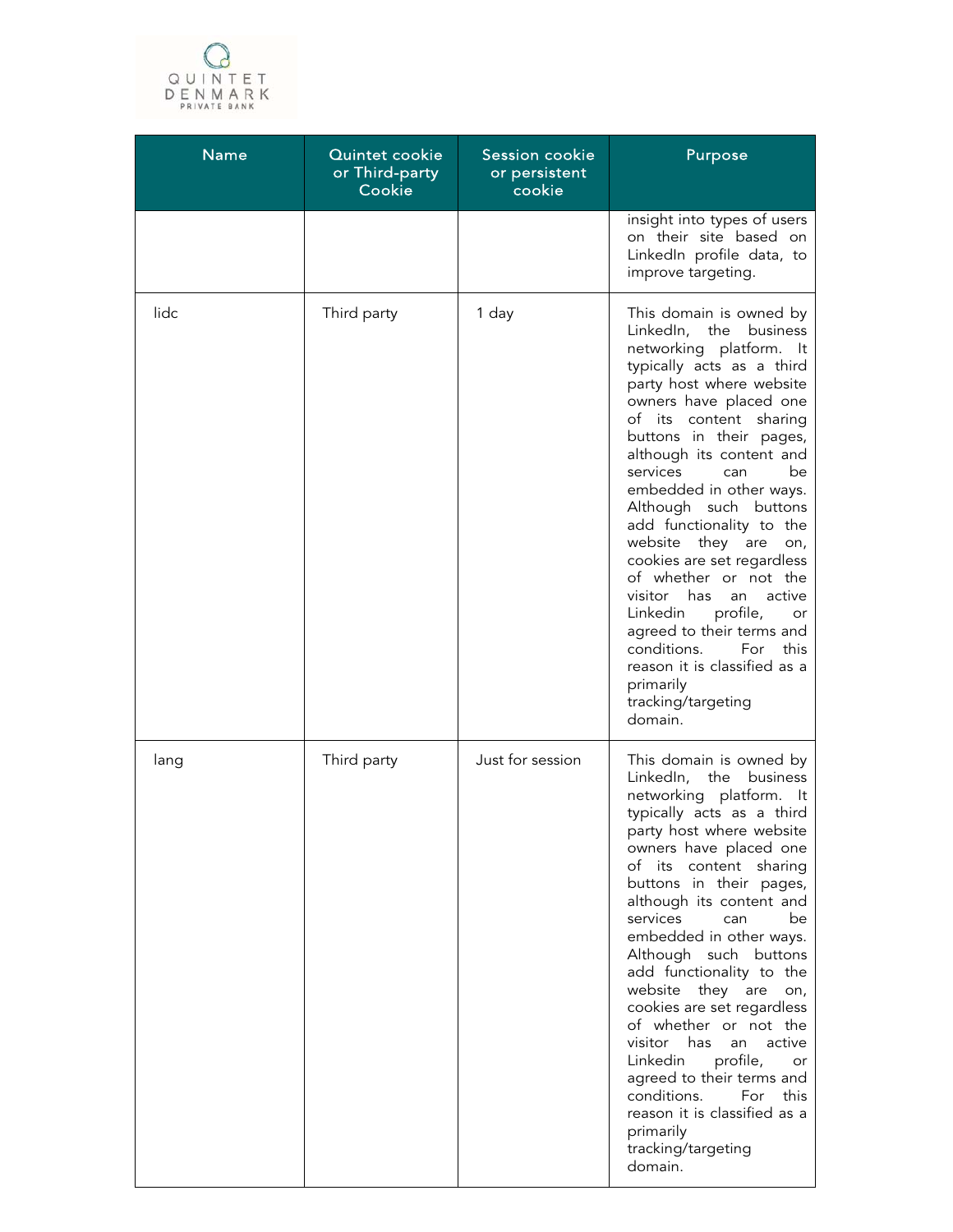| Name | Quintet cookie or Third-party Cookie | Session cookie or persistent cookie | Purpose |
|---|---|---|---|
| | | | insight into types of users on their site based on LinkedIn profile data, to improve targeting. |
| lidc | Third party | 1 day | This domain is owned by LinkedIn, the business networking platform. It typically acts as a third party host where website owners have placed one of its content sharing buttons in their pages, although its content and services can be embedded in other ways. Although such buttons add functionality to the website they are on, cookies are set regardless of whether or not the visitor has an active Linkedin profile, or agreed to their terms and conditions. For this reason it is classified as a primarily tracking/targeting domain. |
| lang | Third party | Just for session | This domain is owned by LinkedIn, the business networking platform. It typically acts as a third party host where website owners have placed one of its content sharing buttons in their pages, although its content and services can be embedded in other ways. Although such buttons add functionality to the website they are on, cookies are set regardless of whether or not the visitor has an active Linkedin profile, or agreed to their terms and conditions. For this reason it is classified as a primarily tracking/targeting domain. |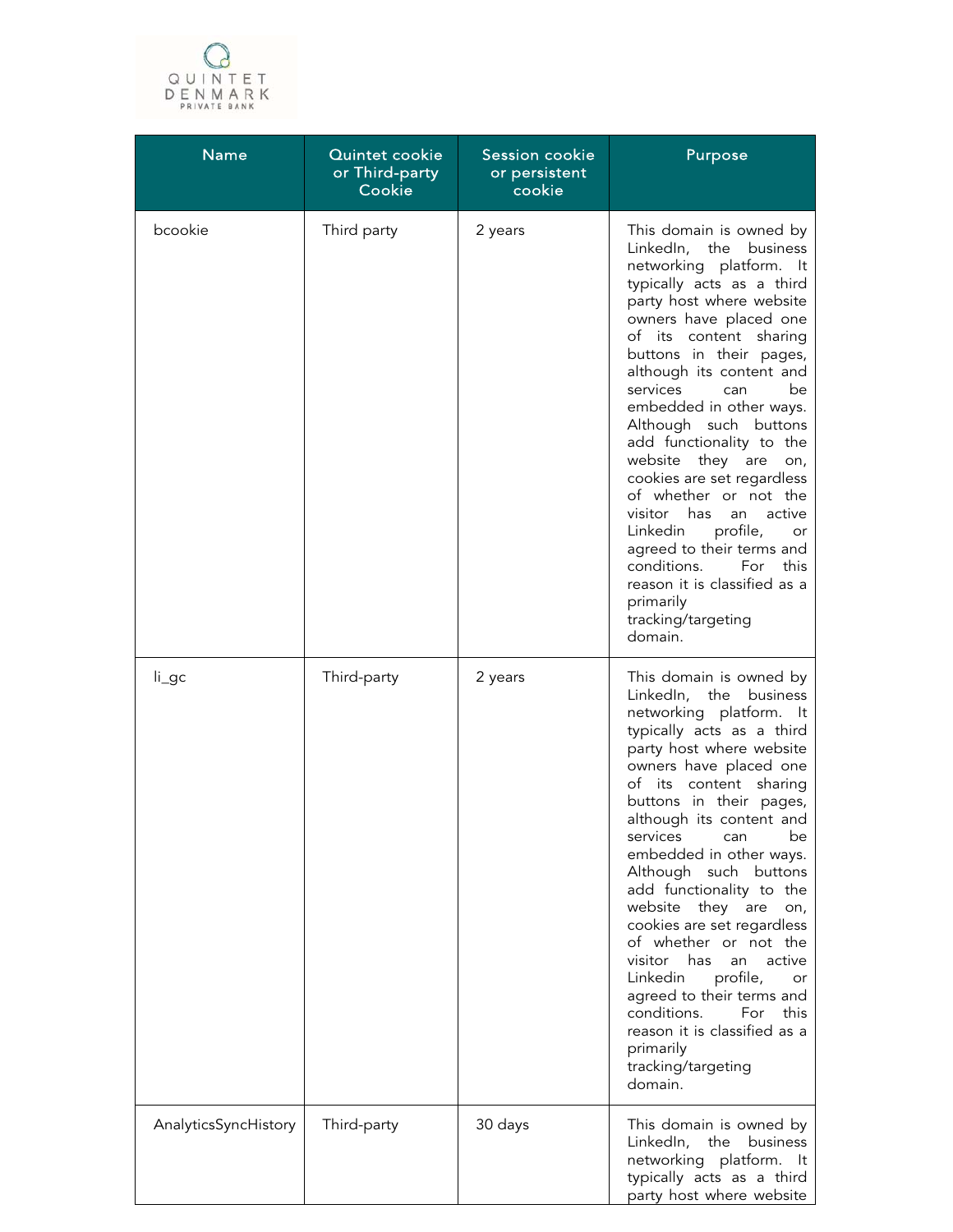| Name | Quintet cookie or Third-party Cookie | Session cookie or persistent cookie | Purpose |
|---|---|---|---|
| bcookie | Third party | 2 years | This domain is owned by LinkedIn, the business networking platform. It typically acts as a third party host where website owners have placed one of its content sharing buttons in their pages, although its content and services can be embedded in other ways. Although such buttons add functionality to the website they are on, cookies are set regardless of whether or not the visitor has an active Linkedin profile, or agreed to their terms and conditions. For this reason it is classified as a primarily tracking/targeting domain. |
| li_gc | Third-party | 2 years | This domain is owned by LinkedIn, the business networking platform. It typically acts as a third party host where website owners have placed one of its content sharing buttons in their pages, although its content and services can be embedded in other ways. Although such buttons add functionality to the website they are on, cookies are set regardless of whether or not the visitor has an active Linkedin profile, or agreed to their terms and conditions. For this reason it is classified as a primarily tracking/targeting domain. |
| AnalyticsSyncHistory | Third-party | 30 days | This domain is owned by LinkedIn, the business networking platform. It typically acts as a third party host where website |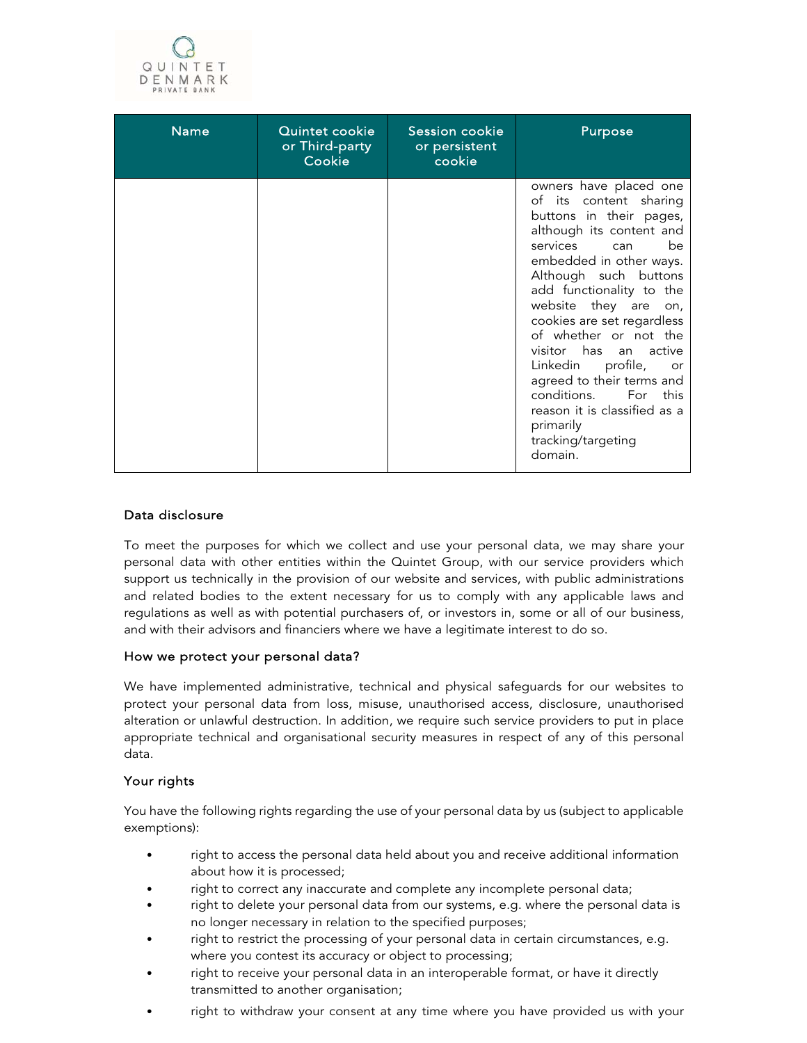| Name | Quintet cookie or Third-party Cookie | Session cookie or persistent cookie | Purpose |
|---|---|---|---|
| | | | owners have placed one of its content sharing buttons in their pages, although its content and services can be embedded in other ways. Although such buttons add functionality to the website they are on, cookies are set regardless of whether or not the visitor has an active Linkedin profile, or agreed to their terms and conditions. For this reason it is classified as a primarily tracking/targeting domain. |

### Data disclosure

To meet the purposes for which we collect and use your personal data, we may share your personal data with other entities within the Quintet Group, with our service providers which support us technically in the provision of our website and services, with public administrations and related bodies to the extent necessary for us to comply with any applicable laws and regulations as well as with potential purchasers of, or investors in, some or all of our business, and with their advisors and financiers where we have a legitimate interest to do so.

### How we protect your personal data?

We have implemented administrative, technical and physical safeguards for our websites to protect your personal data from loss, misuse, unauthorised access, disclosure, unauthorised alteration or unlawful destruction. In addition, we require such service providers to put in place appropriate technical and organisational security measures in respect of any of this personal data.

### Your rights

You have the following rights regarding the use of your personal data by us (subject to applicable exemptions):

- right to access the personal data held about you and receive additional information about how it is processed;
- right to correct any inaccurate and complete any incomplete personal data;
- right to delete your personal data from our systems, e.g. where the personal data is no longer necessary in relation to the specified purposes;
- right to restrict the processing of your personal data in certain circumstances, e.g. where you contest its accuracy or object to processing;
- right to receive your personal data in an interoperable format, or have it directly transmitted to another organisation;
- right to withdraw your consent at any time where you have provided us with your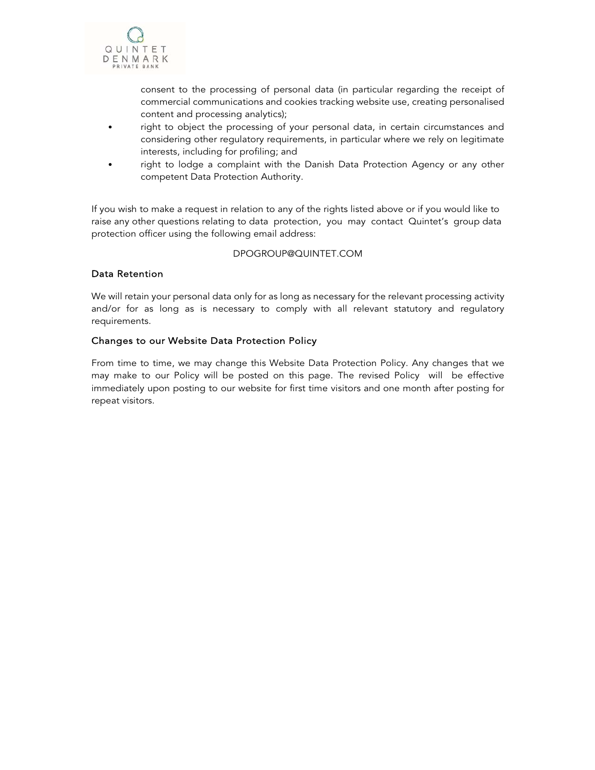consent to the processing of personal data (in particular regarding the receipt of commercial communications and cookies tracking website use, creating personalised content and processing analytics);

- right to object the processing of your personal data, in certain circumstances and considering other regulatory requirements, in particular where we rely on legitimate interests, including for profiling; and
- right to lodge a complaint with the Danish Data Protection Agency or any other competent Data Protection Authority.

If you wish to make a request in relation to any of the rights listed above or if you would like to raise any other questions relating to data protection, you may contact Quintet's group data protection officer using the following email address:

DPOGROUP@QUINTET.COM

### Data Retention

We will retain your personal data only for as long as necessary for the relevant processing activity and/or for as long as is necessary to comply with all relevant statutory and regulatory requirements.

### Changes to our Website Data Protection Policy

From time to time, we may change this Website Data Protection Policy. Any changes that we may make to our Policy will be posted on this page. The revised Policy will be effective immediately upon posting to our website for first time visitors and one month after posting for repeat visitors.